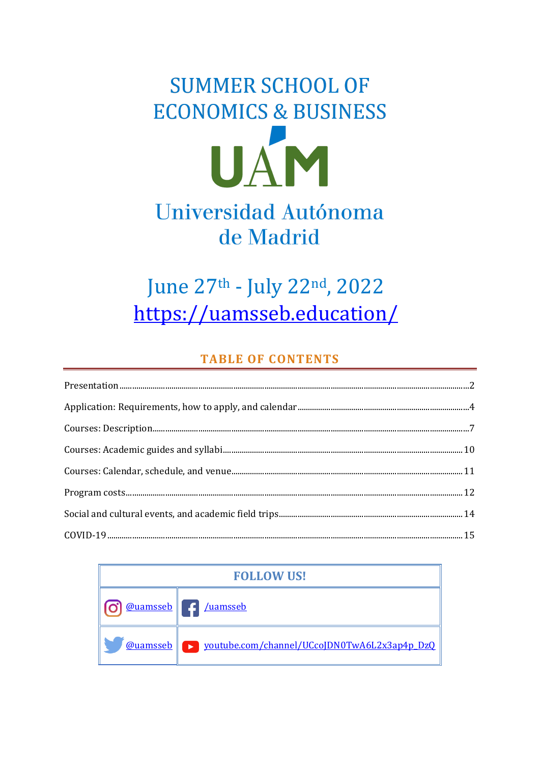# SUMMER SCHOOL OF ECONOMICS & BUSINESS

UAM

Universidad Autónoma de Madrid

## June 27th - July 22nd, 2022

https://uamsseb.education/

## TABLE OF CONTENTS

| | |
|---|---|
| Presentation | 2 |
| Application: Requirements, how to apply, and calendar | 4 |
| Courses: Description | 7 |
| Courses: Academic guides and syllabi | 10 |
| Courses: Calendar, schedule, and venue | 11 |
| Program costs | 12 |
| Social and cultural events, and academic field trips | 14 |
| COVID-19 | 15 |

| FOLLOW US! | |
|---|---|
| @uamsseb | /uamsseb |
| @uamsseb | youtube.com/channel/UCcoJDN0TwA6L2x3ap4p_DzQ |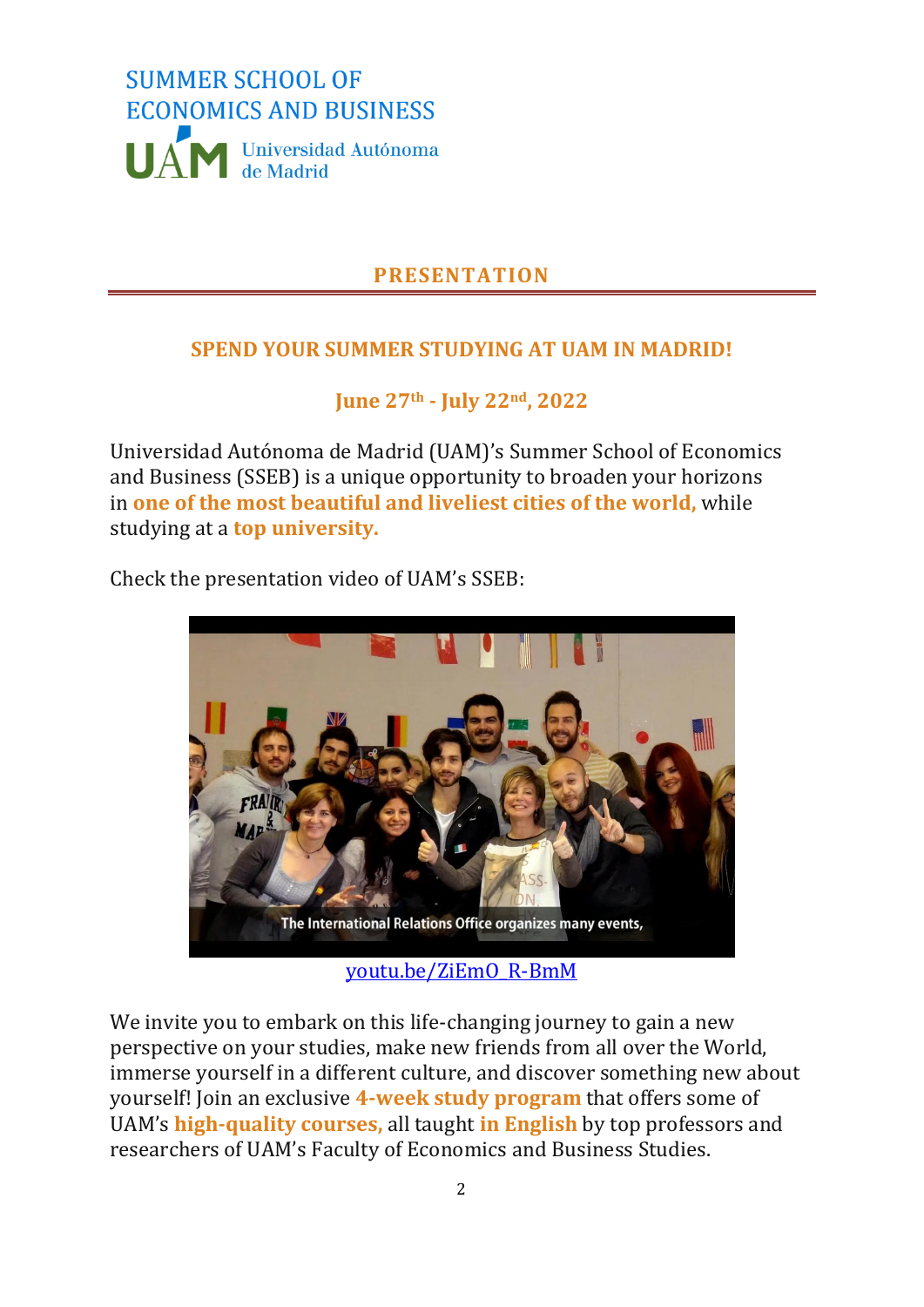SUMMER SCHOOL OF ECONOMICS AND BUSINESS

UAM Universidad Autónoma de Madrid

# PRESENTATION

## SPEND YOUR SUMMER STUDYING AT UAM IN MADRID!

### June 27th - July 22nd, 2022

Universidad Autónoma de Madrid (UAM)'s Summer School of Economics and Business (SSEB) is a unique opportunity to broaden your horizons in **one of the most beautiful and liveliest cities of the world,** while studying at a **top university.**

Check the presentation video of UAM's SSEB:

The International Relations Office organizes many events,

youtu.be/ZiEmO_R-BmM

We invite you to embark on this life-changing journey to gain a new perspective on your studies, make new friends from all over the World, immerse yourself in a different culture, and discover something new about yourself! Join an exclusive **4-week study program** that offers some of UAM's **high-quality courses,** all taught **in English** by top professors and researchers of UAM's Faculty of Economics and Business Studies.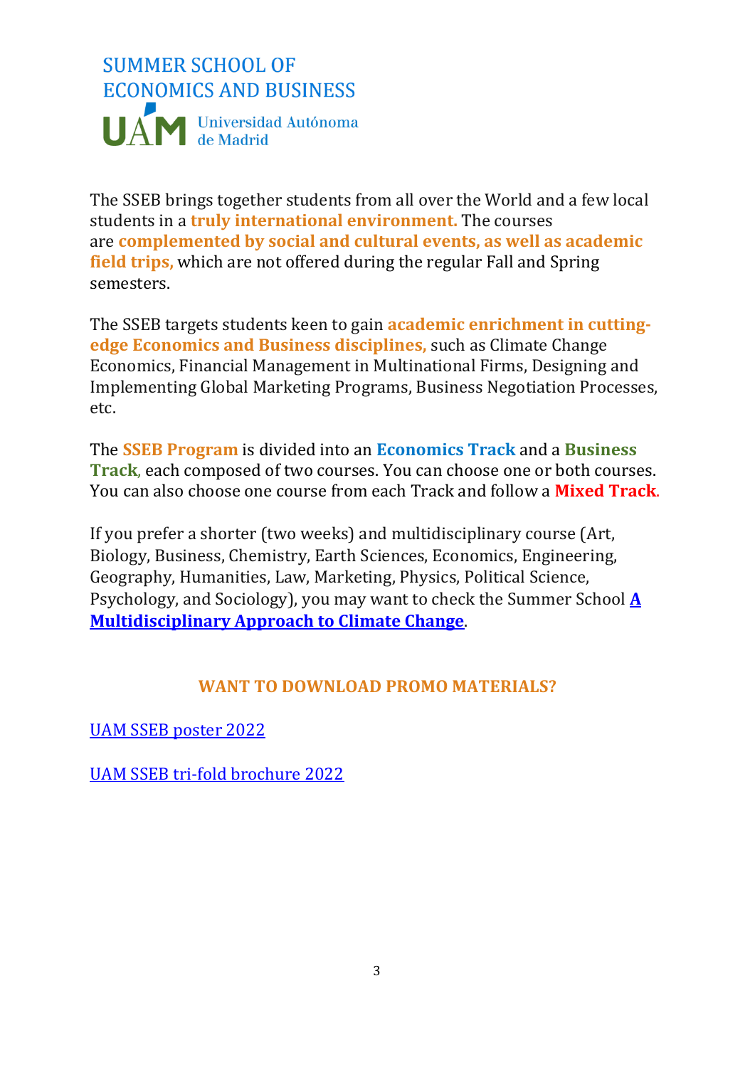# SUMMER SCHOOL OF ECONOMICS AND BUSINESS

Universidad Autónoma de Madrid

The SSEB brings together students from all over the World and a few local students in a **truly international environment.** The courses are **complemented by social and cultural events, as well as academic field trips,** which are not offered during the regular Fall and Spring semesters.

The SSEB targets students keen to gain **academic enrichment in cutting-edge Economics and Business disciplines,** such as Climate Change Economics, Financial Management in Multinational Firms, Designing and Implementing Global Marketing Programs, Business Negotiation Processes, etc.

The **SSEB Program** is divided into an **Economics Track** and a **Business Track**, each composed of two courses. You can choose one or both courses. You can also choose one course from each Track and follow a **Mixed Track**.

If you prefer a shorter (two weeks) and multidisciplinary course (Art, Biology, Business, Chemistry, Earth Sciences, Economics, Engineering, Geography, Humanities, Law, Marketing, Physics, Political Science, Psychology, and Sociology), you may want to check the Summer School **A Multidisciplinary Approach to Climate Change**.

## WANT TO DOWNLOAD PROMO MATERIALS?

UAM SSEB poster 2022

UAM SSEB tri-fold brochure 2022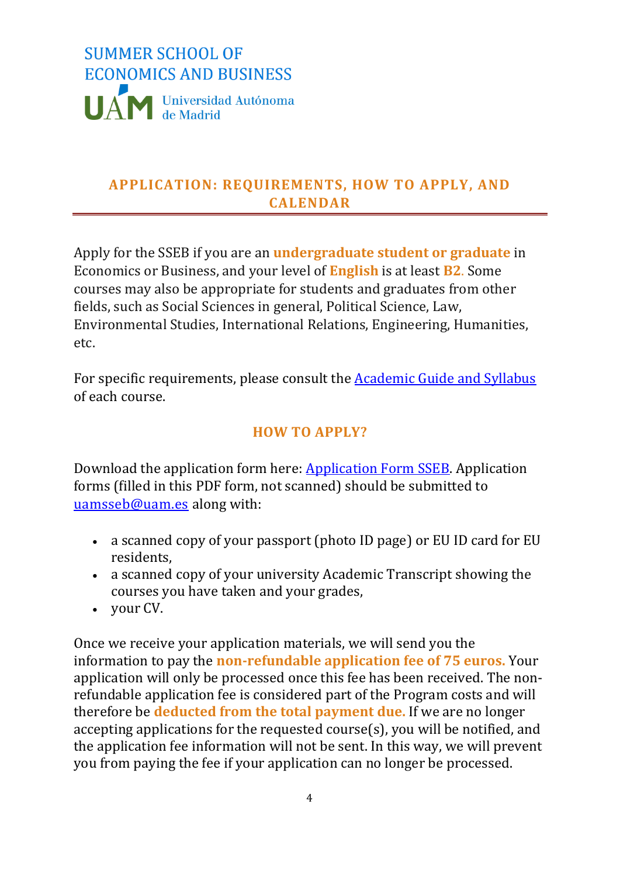SUMMER SCHOOL OF ECONOMICS AND BUSINESS

UAM Universidad Autónoma de Madrid

## APPLICATION: REQUIREMENTS, HOW TO APPLY, AND CALENDAR

Apply for the SSEB if you are an **undergraduate student or graduate** in Economics or Business, and your level of **English** is at least **B2**. Some courses may also be appropriate for students and graduates from other fields, such as Social Sciences in general, Political Science, Law, Environmental Studies, International Relations, Engineering, Humanities, etc.

For specific requirements, please consult the [Academic Guide and Syllabus](#) of each course.

### HOW TO APPLY?

Download the application form here: [Application Form SSEB](#). Application forms (filled in this PDF form, not scanned) should be submitted to [uamsseb@uam.es](mailto:uamsseb@uam.es) along with:

- a scanned copy of your passport (photo ID page) or EU ID card for EU residents,
- a scanned copy of your university Academic Transcript showing the courses you have taken and your grades,
- your CV.

Once we receive your application materials, we will send you the information to pay the **non-refundable application fee of 75 euros.** Your application will only be processed once this fee has been received. The non-refundable application fee is considered part of the Program costs and will therefore be **deducted from the total payment due.** If we are no longer accepting applications for the requested course(s), you will be notified, and the application fee information will not be sent. In this way, we will prevent you from paying the fee if your application can no longer be processed.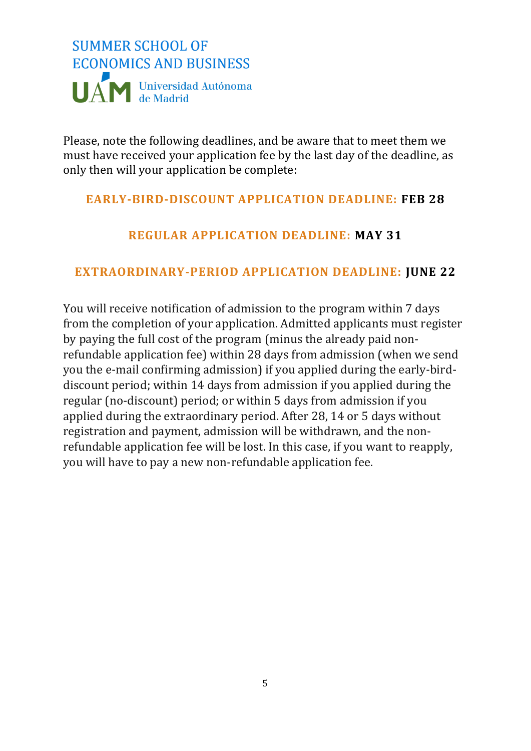Please, note the following deadlines, and be aware that to meet them we must have received your application fee by the last day of the deadline, as only then will your application be complete:

**EARLY-BIRD-DISCOUNT APPLICATION DEADLINE: FEB 28**

**REGULAR APPLICATION DEADLINE: MAY 31**

**EXTRAORDINARY-PERIOD APPLICATION DEADLINE: JUNE 22**

You will receive notification of admission to the program within 7 days from the completion of your application. Admitted applicants must register by paying the full cost of the program (minus the already paid non-refundable application fee) within 28 days from admission (when we send you the e-mail confirming admission) if you applied during the early-bird-discount period; within 14 days from admission if you applied during the regular (no-discount) period; or within 5 days from admission if you applied during the extraordinary period. After 28, 14 or 5 days without registration and payment, admission will be withdrawn, and the non-refundable application fee will be lost. In this case, if you want to reapply, you will have to pay a new non-refundable application fee.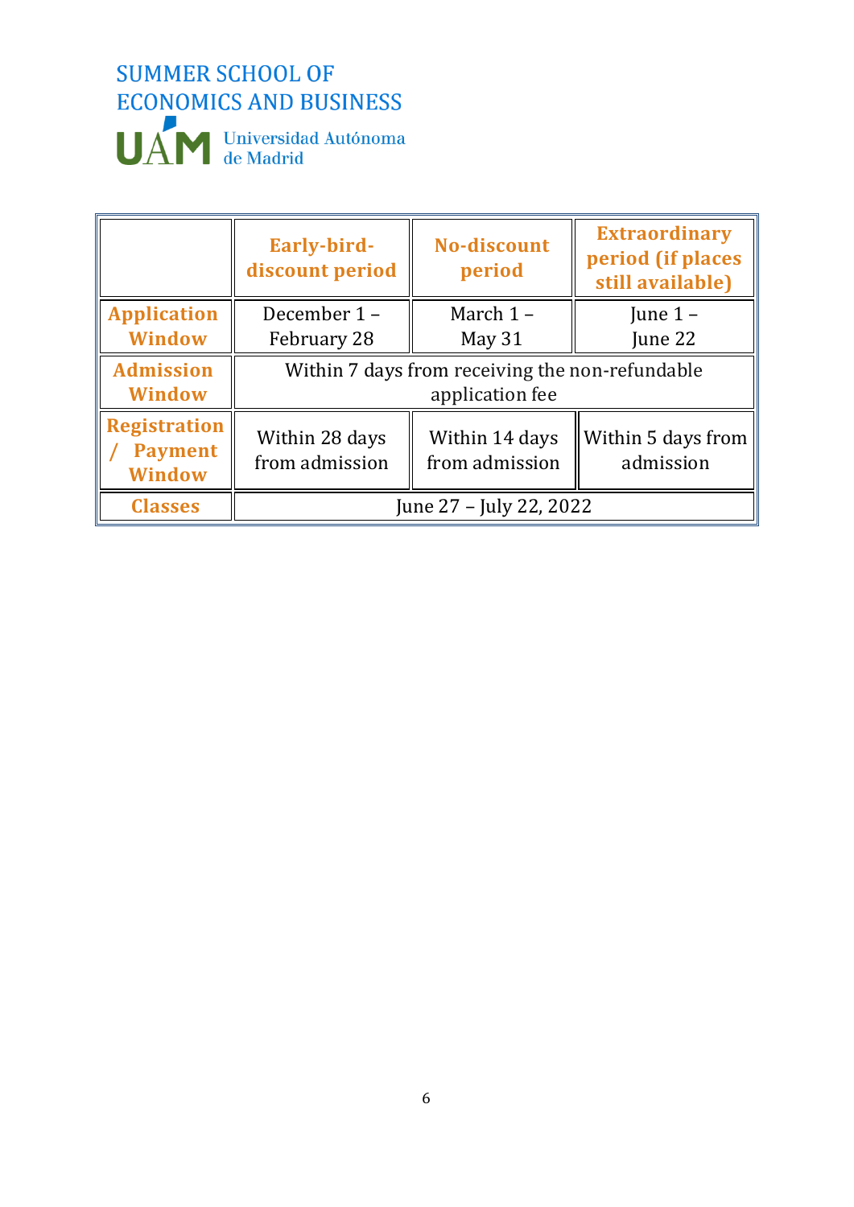SUMMER SCHOOL OF ECONOMICS AND BUSINESS

UAM Universidad Autónoma de Madrid

| | Early-bird-discount period | No-discount period | Extraordinary period (if places still available) |
|---|---|---|---|
| Application Window | December 1 – February 28 | March 1 – May 31 | June 1 – June 22 |
| Admission Window | Within 7 days from receiving the non-refundable application fee | | |
| Registration / Payment Window | Within 28 days from admission | Within 14 days from admission | Within 5 days from admission |
| Classes | June 27 – July 22, 2022 | | |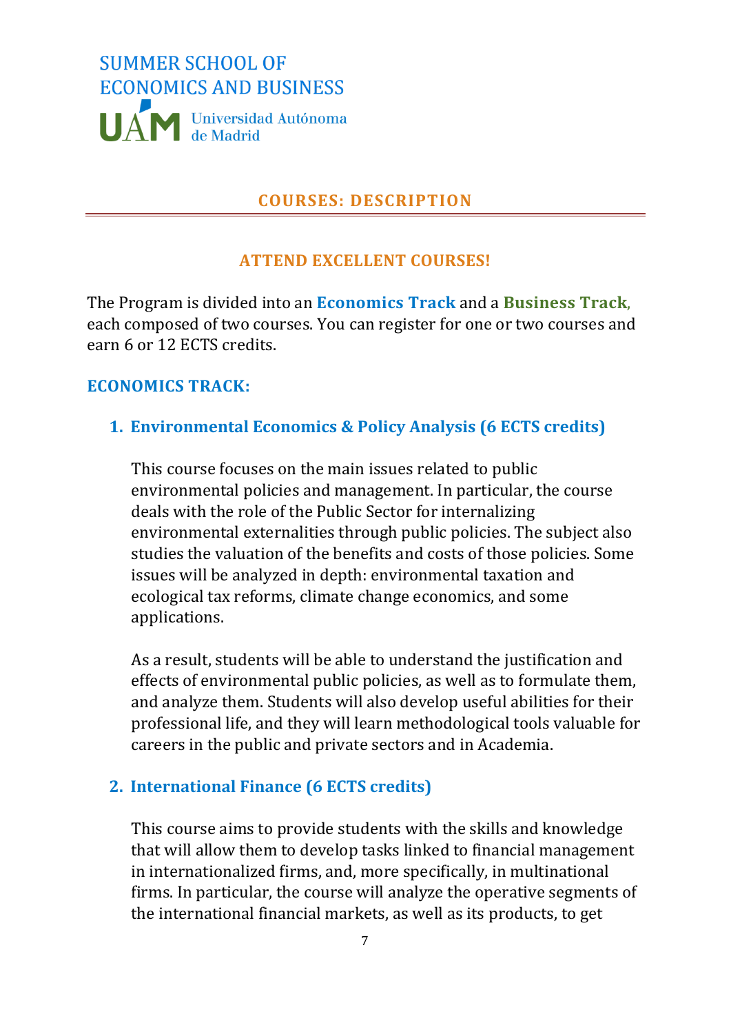# SUMMER SCHOOL OF ECONOMICS AND BUSINESS

Universidad Autónoma de Madrid

## COURSES: DESCRIPTION

### ATTEND EXCELLENT COURSES!

The Program is divided into an **Economics Track** and a **Business Track**, each composed of two courses. You can register for one or two courses and earn 6 or 12 ECTS credits.

### ECONOMICS TRACK:

1. **Environmental Economics & Policy Analysis (6 ECTS credits)**

   This course focuses on the main issues related to public environmental policies and management. In particular, the course deals with the role of the Public Sector for internalizing environmental externalities through public policies. The subject also studies the valuation of the benefits and costs of those policies. Some issues will be analyzed in depth: environmental taxation and ecological tax reforms, climate change economics, and some applications.

   As a result, students will be able to understand the justification and effects of environmental public policies, as well as to formulate them, and analyze them. Students will also develop useful abilities for their professional life, and they will learn methodological tools valuable for careers in the public and private sectors and in Academia.

2. **International Finance (6 ECTS credits)**

   This course aims to provide students with the skills and knowledge that will allow them to develop tasks linked to financial management in internationalized firms, and, more specifically, in multinational firms. In particular, the course will analyze the operative segments of the international financial markets, as well as its products, to get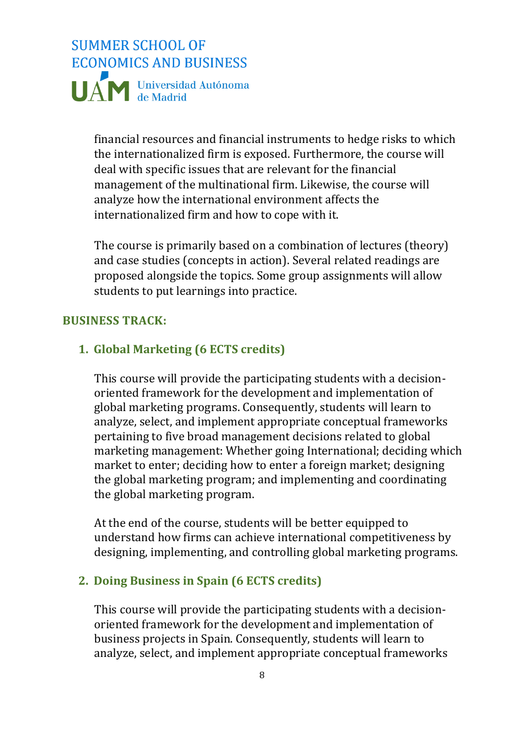financial resources and financial instruments to hedge risks to which the internationalized firm is exposed. Furthermore, the course will deal with specific issues that are relevant for the financial management of the multinational firm. Likewise, the course will analyze how the international environment affects the internationalized firm and how to cope with it.

The course is primarily based on a combination of lectures (theory) and case studies (concepts in action). Several related readings are proposed alongside the topics. Some group assignments will allow students to put learnings into practice.

## BUSINESS TRACK:

### 1. Global Marketing (6 ECTS credits)

This course will provide the participating students with a decision-oriented framework for the development and implementation of global marketing programs. Consequently, students will learn to analyze, select, and implement appropriate conceptual frameworks pertaining to five broad management decisions related to global marketing management: Whether going International; deciding which market to enter; deciding how to enter a foreign market; designing the global marketing program; and implementing and coordinating the global marketing program.

At the end of the course, students will be better equipped to understand how firms can achieve international competitiveness by designing, implementing, and controlling global marketing programs.

### 2. Doing Business in Spain (6 ECTS credits)

This course will provide the participating students with a decision-oriented framework for the development and implementation of business projects in Spain. Consequently, students will learn to analyze, select, and implement appropriate conceptual frameworks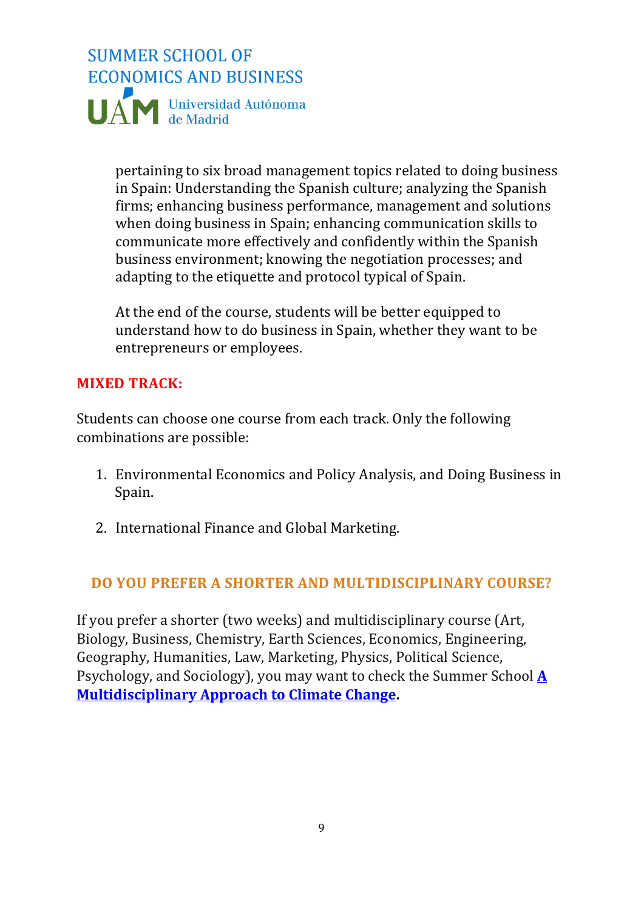pertaining to six broad management topics related to doing business in Spain: Understanding the Spanish culture; analyzing the Spanish firms; enhancing business performance, management and solutions when doing business in Spain; enhancing communication skills to communicate more effectively and confidently within the Spanish business environment; knowing the negotiation processes; and adapting to the etiquette and protocol typical of Spain.

At the end of the course, students will be better equipped to understand how to do business in Spain, whether they want to be entrepreneurs or employees.

## MIXED TRACK:

Students can choose one course from each track. Only the following combinations are possible:

1. Environmental Economics and Policy Analysis, and Doing Business in Spain.

2. International Finance and Global Marketing.

## DO YOU PREFER A SHORTER AND MULTIDISCIPLINARY COURSE?

If you prefer a shorter (two weeks) and multidisciplinary course (Art, Biology, Business, Chemistry, Earth Sciences, Economics, Engineering, Geography, Humanities, Law, Marketing, Physics, Political Science, Psychology, and Sociology), you may want to check the Summer School **A Multidisciplinary Approach to Climate Change**.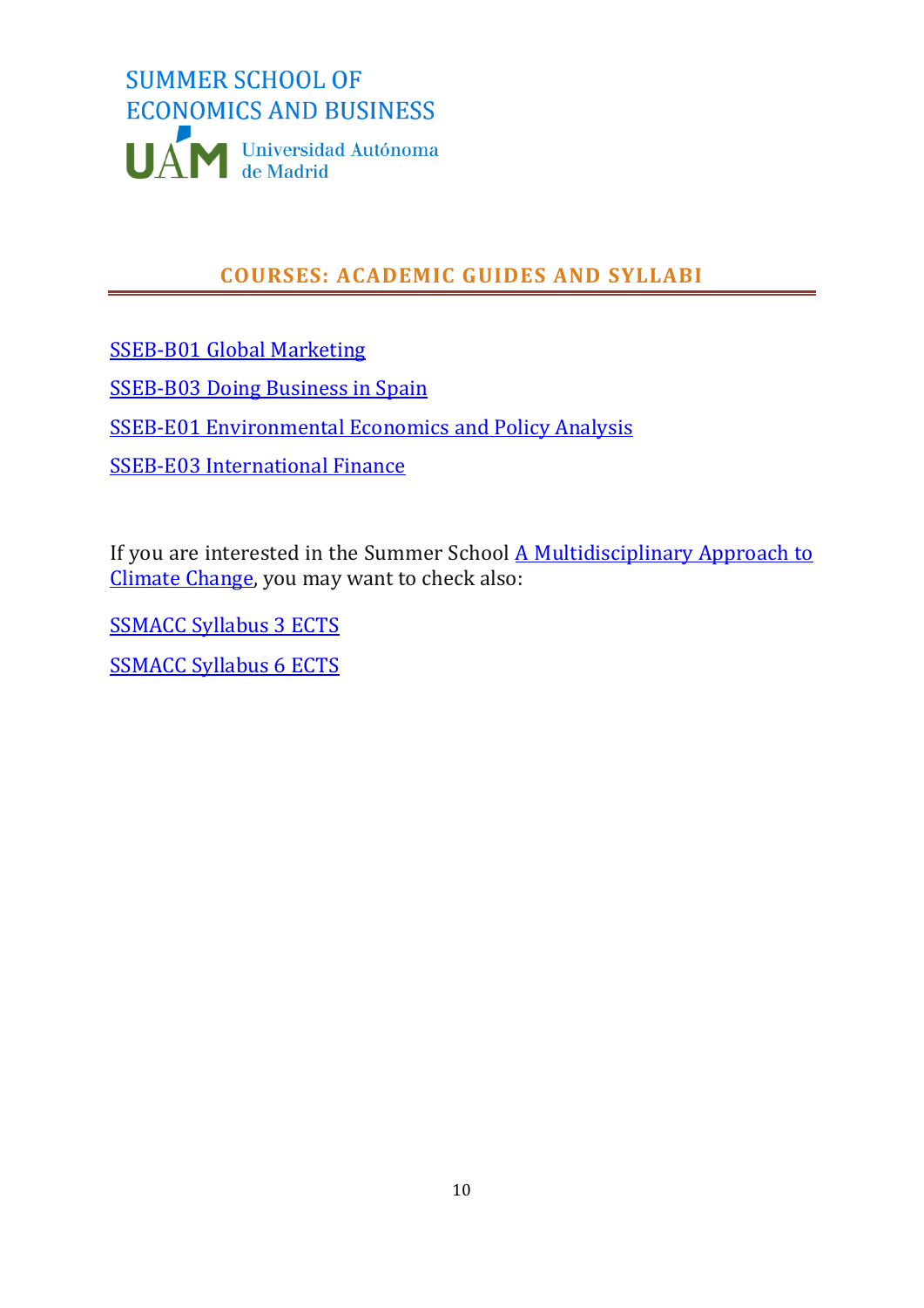SUMMER SCHOOL OF ECONOMICS AND BUSINESS

UAM Universidad Autónoma de Madrid

## COURSES: ACADEMIC GUIDES AND SYLLABI

SSEB-B01 Global Marketing

SSEB-B03 Doing Business in Spain

SSEB-E01 Environmental Economics and Policy Analysis

SSEB-E03 International Finance

If you are interested in the Summer School A Multidisciplinary Approach to Climate Change, you may want to check also:

SSMACC Syllabus 3 ECTS

SSMACC Syllabus 6 ECTS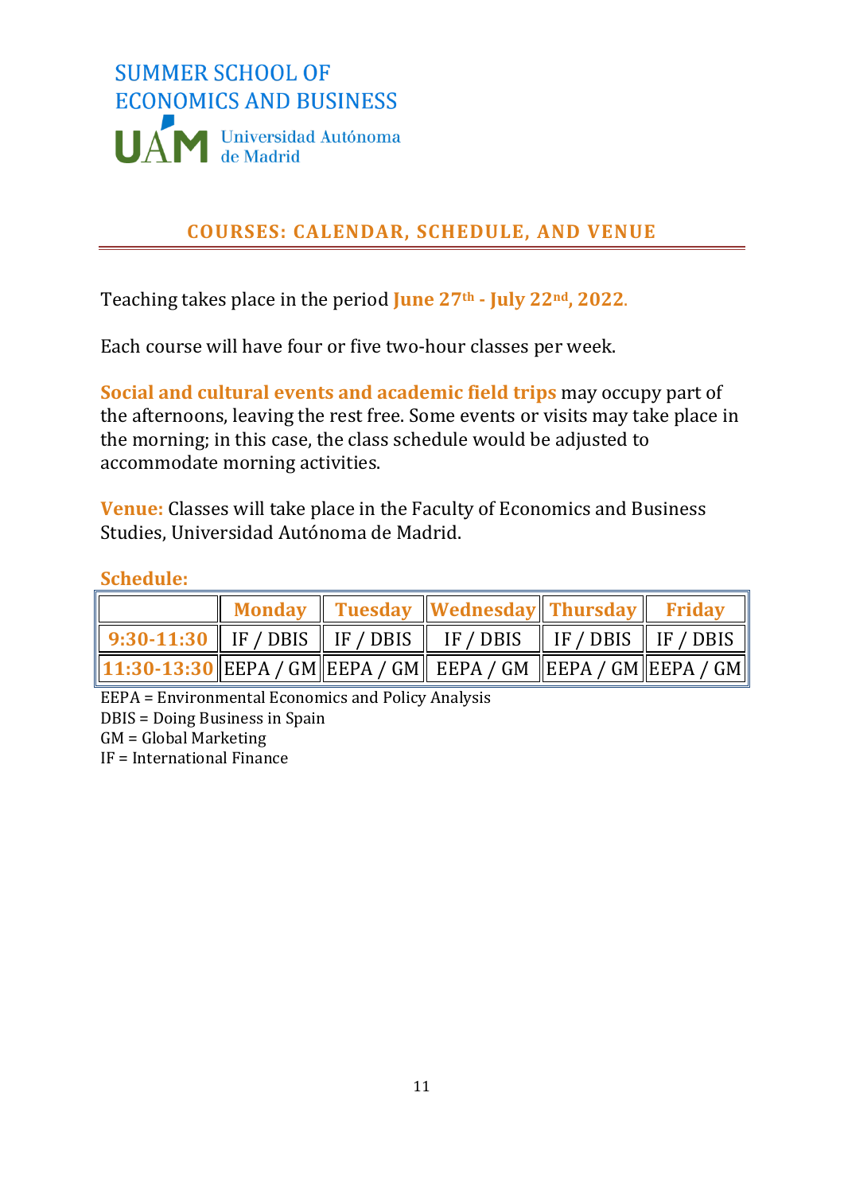SUMMER SCHOOL OF
ECONOMICS AND BUSINESS

UAM Universidad Autónoma de Madrid

## COURSES: CALENDAR, SCHEDULE, AND VENUE

Teaching takes place in the period **June 27th - July 22nd, 2022**.

Each course will have four or five two-hour classes per week.

**Social and cultural events and academic field trips** may occupy part of the afternoons, leaving the rest free. Some events or visits may take place in the morning; in this case, the class schedule would be adjusted to accommodate morning activities.

**Venue:** Classes will take place in the Faculty of Economics and Business Studies, Universidad Autónoma de Madrid.

**Schedule:**

| | Monday | Tuesday | Wednesday | Thursday | Friday |
|---|---|---|---|---|---|
| 9:30-11:30 | IF / DBIS | IF / DBIS | IF / DBIS | IF / DBIS | IF / DBIS |
| 11:30-13:30 | EEPA / GM | EEPA / GM | EEPA / GM | EEPA / GM | EEPA / GM |

EEPA = Environmental Economics and Policy Analysis
DBIS = Doing Business in Spain
GM = Global Marketing
IF = International Finance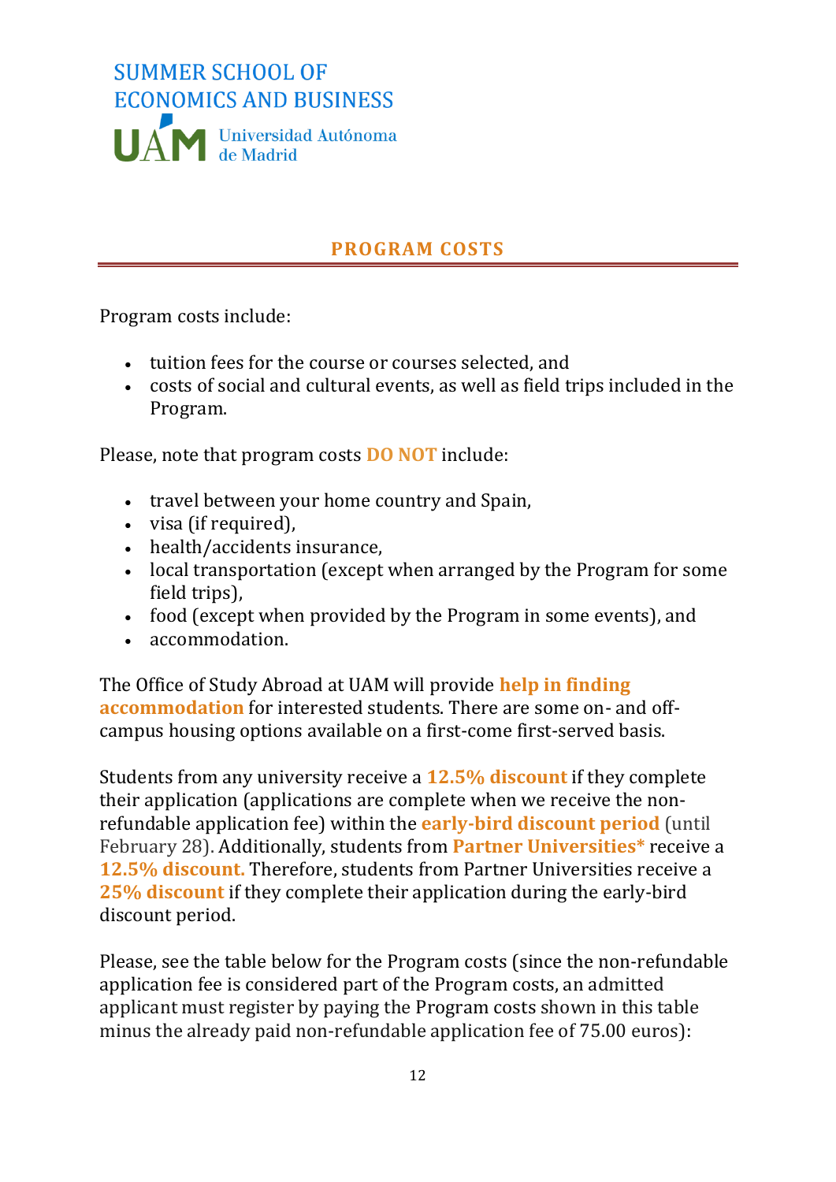SUMMER SCHOOL OF ECONOMICS AND BUSINESS

UAM Universidad Autónoma de Madrid

## PROGRAM COSTS

Program costs include:

- tuition fees for the course or courses selected, and
- costs of social and cultural events, as well as field trips included in the Program.

Please, note that program costs **DO NOT** include:

- travel between your home country and Spain,
- visa (if required),
- health/accidents insurance,
- local transportation (except when arranged by the Program for some field trips),
- food (except when provided by the Program in some events), and
- accommodation.

The Office of Study Abroad at UAM will provide **help in finding accommodation** for interested students. There are some on- and off-campus housing options available on a first-come first-served basis.

Students from any university receive a **12.5% discount** if they complete their application (applications are complete when we receive the non-refundable application fee) within the **early-bird discount period** (until February 28). Additionally, students from **Partner Universities*** receive a **12.5% discount.** Therefore, students from Partner Universities receive a **25% discount** if they complete their application during the early-bird discount period.

Please, see the table below for the Program costs (since the non-refundable application fee is considered part of the Program costs, an admitted applicant must register by paying the Program costs shown in this table minus the already paid non-refundable application fee of 75.00 euros):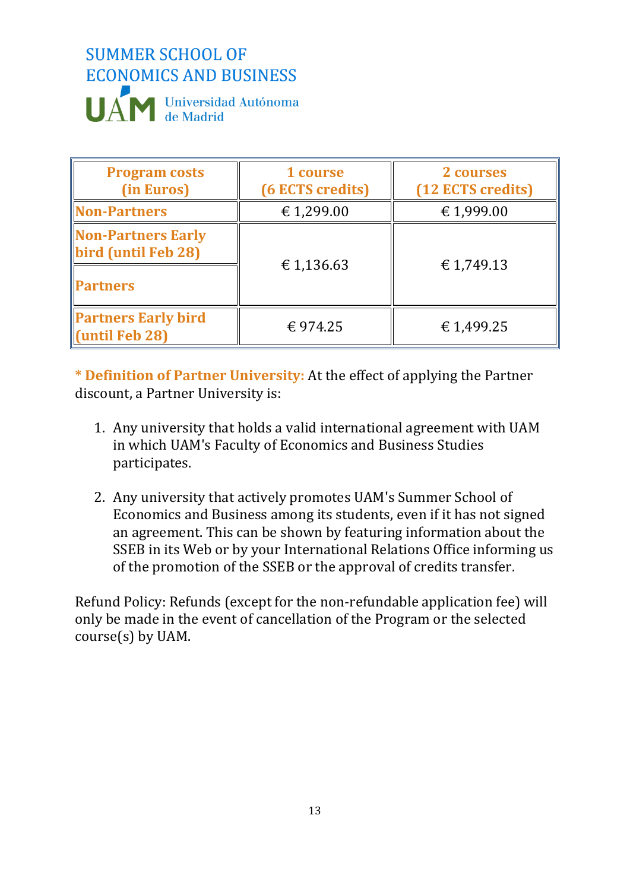# SUMMER SCHOOL OF ECONOMICS AND BUSINESS

UAM Universidad Autónoma de Madrid

| Program costs (in Euros) | 1 course (6 ECTS credits) | 2 courses (12 ECTS credits) |
|---|---|---|
| **Non-Partners** | € 1,299.00 | € 1,999.00 |
| **Non-Partners Early bird (until Feb 28)** | € 1,136.63 | € 1,749.13 |
| **Partners** | € 1,136.63 | € 1,749.13 |
| **Partners Early bird (until Feb 28)** | € 974.25 | € 1,499.25 |

**\* Definition of Partner University:** At the effect of applying the Partner discount, a Partner University is:

1. Any university that holds a valid international agreement with UAM in which UAM's Faculty of Economics and Business Studies participates.

2. Any university that actively promotes UAM's Summer School of Economics and Business among its students, even if it has not signed an agreement. This can be shown by featuring information about the SSEB in its Web or by your International Relations Office informing us of the promotion of the SSEB or the approval of credits transfer.

Refund Policy: Refunds (except for the non-refundable application fee) will only be made in the event of cancellation of the Program or the selected course(s) by UAM.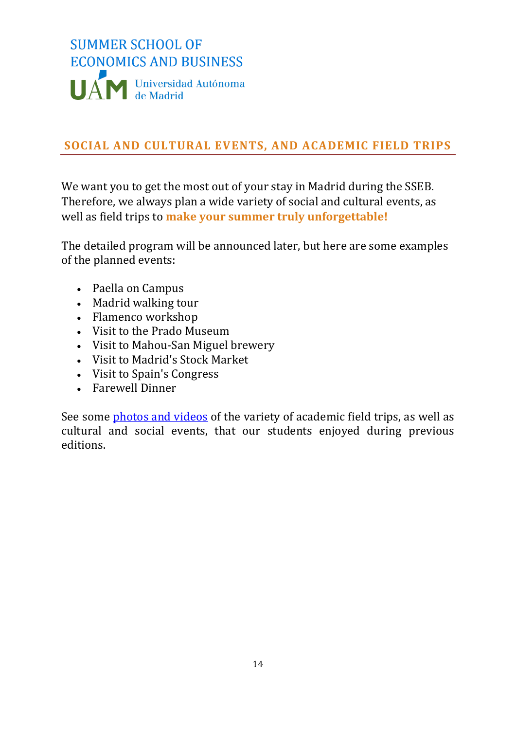## SOCIAL AND CULTURAL EVENTS, AND ACADEMIC FIELD TRIPS

We want you to get the most out of your stay in Madrid during the SSEB. Therefore, we always plan a wide variety of social and cultural events, as well as field trips to **make your summer truly unforgettable!**

The detailed program will be announced later, but here are some examples of the planned events:

- Paella on Campus
- Madrid walking tour
- Flamenco workshop
- Visit to the Prado Museum
- Visit to Mahou-San Miguel brewery
- Visit to Madrid's Stock Market
- Visit to Spain's Congress
- Farewell Dinner

See some photos and videos of the variety of academic field trips, as well as cultural and social events, that our students enjoyed during previous editions.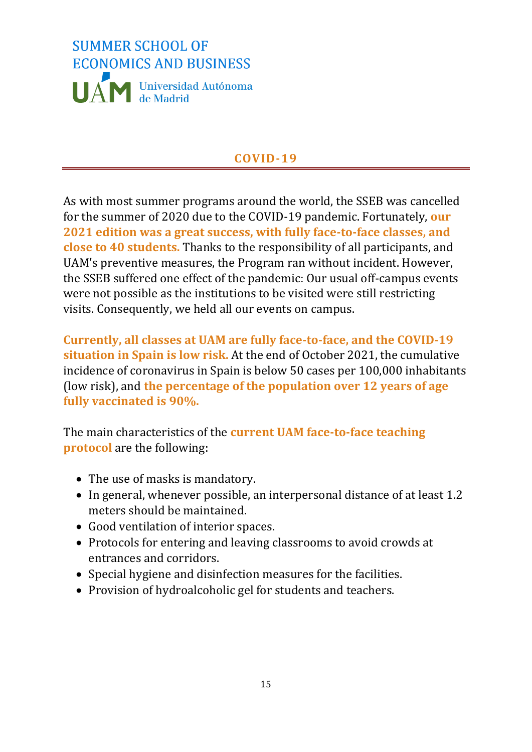SUMMER SCHOOL OF ECONOMICS AND BUSINESS

Universidad Autónoma de Madrid

## COVID-19

As with most summer programs around the world, the SSEB was cancelled for the summer of 2020 due to the COVID-19 pandemic. Fortunately, **our 2021 edition was a great success, with fully face-to-face classes, and close to 40 students.** Thanks to the responsibility of all participants, and UAM's preventive measures, the Program ran without incident. However, the SSEB suffered one effect of the pandemic: Our usual off-campus events were not possible as the institutions to be visited were still restricting visits. Consequently, we held all our events on campus.

**Currently, all classes at UAM are fully face-to-face, and the COVID-19 situation in Spain is low risk.** At the end of October 2021, the cumulative incidence of coronavirus in Spain is below 50 cases per 100,000 inhabitants (low risk), and **the percentage of the population over 12 years of age fully vaccinated is 90%.**

The main characteristics of the **current UAM face-to-face teaching protocol** are the following:

- The use of masks is mandatory.
- In general, whenever possible, an interpersonal distance of at least 1.2 meters should be maintained.
- Good ventilation of interior spaces.
- Protocols for entering and leaving classrooms to avoid crowds at entrances and corridors.
- Special hygiene and disinfection measures for the facilities.
- Provision of hydroalcoholic gel for students and teachers.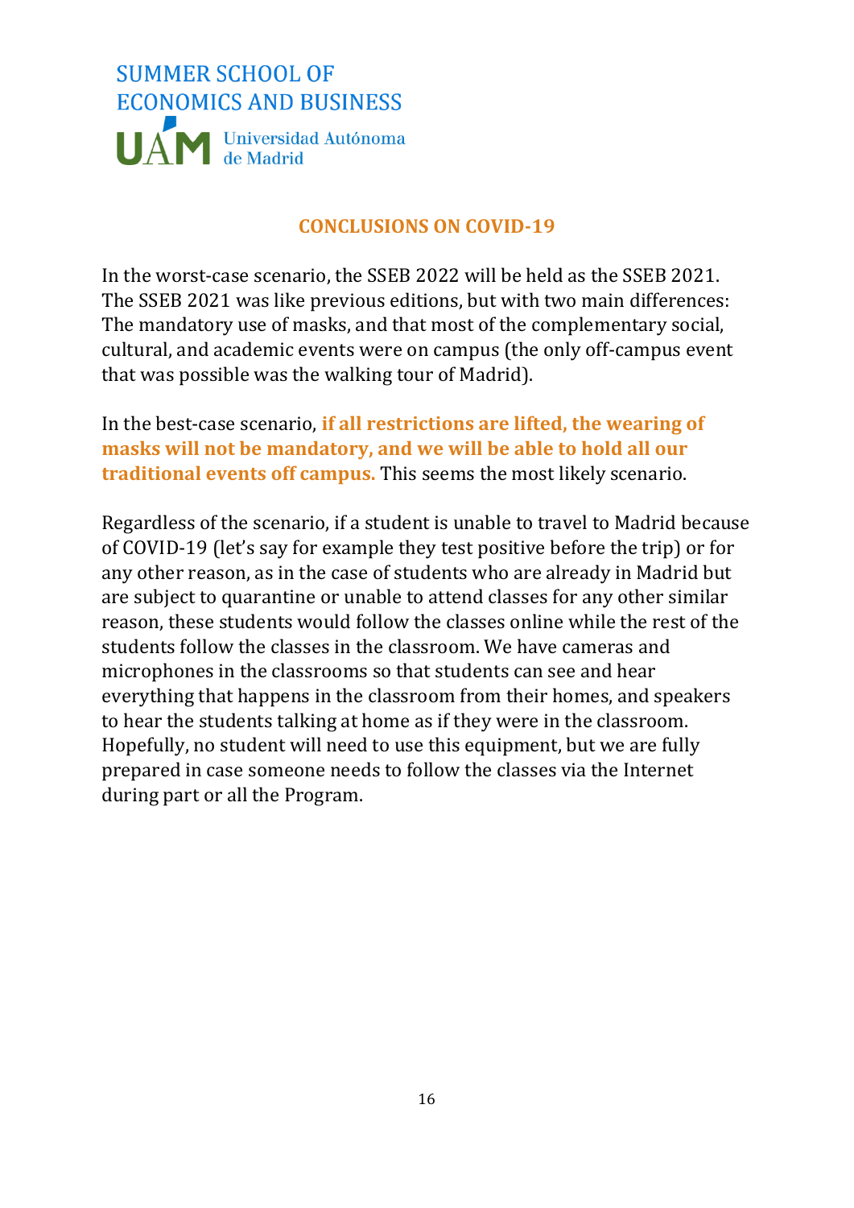## CONCLUSIONS ON COVID-19

In the worst-case scenario, the SSEB 2022 will be held as the SSEB 2021. The SSEB 2021 was like previous editions, but with two main differences: The mandatory use of masks, and that most of the complementary social, cultural, and academic events were on campus (the only off-campus event that was possible was the walking tour of Madrid).

In the best-case scenario, **if all restrictions are lifted, the wearing of masks will not be mandatory, and we will be able to hold all our traditional events off campus.** This seems the most likely scenario.

Regardless of the scenario, if a student is unable to travel to Madrid because of COVID-19 (let's say for example they test positive before the trip) or for any other reason, as in the case of students who are already in Madrid but are subject to quarantine or unable to attend classes for any other similar reason, these students would follow the classes online while the rest of the students follow the classes in the classroom. We have cameras and microphones in the classrooms so that students can see and hear everything that happens in the classroom from their homes, and speakers to hear the students talking at home as if they were in the classroom. Hopefully, no student will need to use this equipment, but we are fully prepared in case someone needs to follow the classes via the Internet during part or all the Program.